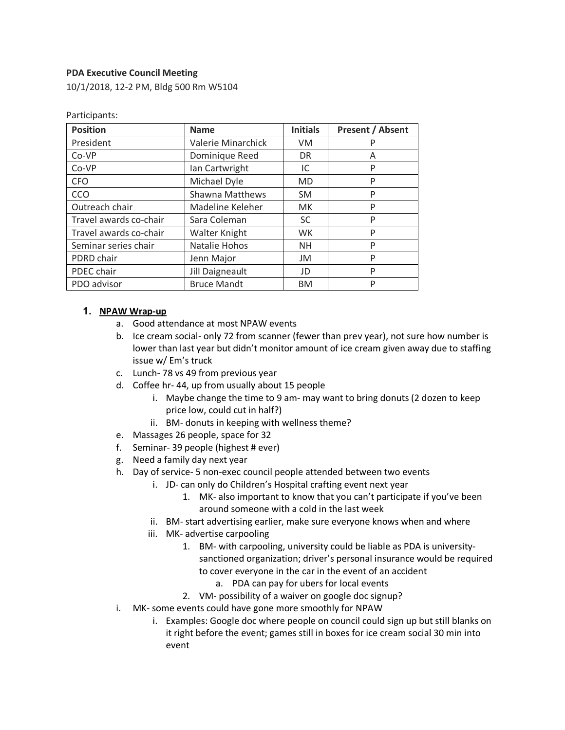**PDA Executive Council Meeting**

10/1/2018, 12-2 PM, Bldg 500 Rm W5104

Participants:

| Position | Name | Initials | Present / Absent |
|---|---|---|---|
| President | Valerie Minarchick | VM | P |
| Co-VP | Dominique Reed | DR | A |
| Co-VP | Ian Cartwright | IC | P |
| CFO | Michael Dyle | MD | P |
| CCO | Shawna Matthews | SM | P |
| Outreach chair | Madeline Keleher | MK | P |
| Travel awards co-chair | Sara Coleman | SC | P |
| Travel awards co-chair | Walter Knight | WK | P |
| Seminar series chair | Natalie Hohos | NH | P |
| PDRD chair | Jenn Major | JM | P |
| PDEC chair | Jill Daigneault | JD | P |
| PDO advisor | Bruce Mandt | BM | P |

1. **NPAW Wrap-up**
   a. Good attendance at most NPAW events
   b. Ice cream social- only 72 from scanner (fewer than prev year), not sure how number is lower than last year but didn't monitor amount of ice cream given away due to staffing issue w/ Em's truck
   c. Lunch- 78 vs 49 from previous year
   d. Coffee hr- 44, up from usually about 15 people
      i. Maybe change the time to 9 am- may want to bring donuts (2 dozen to keep price low, could cut in half?)
      ii. BM- donuts in keeping with wellness theme?
   e. Massages 26 people, space for 32
   f. Seminar- 39 people (highest # ever)
   g. Need a family day next year
   h. Day of service- 5 non-exec council people attended between two events
      i. JD- can only do Children's Hospital crafting event next year
         1. MK- also important to know that you can't participate if you've been around someone with a cold in the last week
      ii. BM- start advertising earlier, make sure everyone knows when and where
      iii. MK- advertise carpooling
         1. BM- with carpooling, university could be liable as PDA is university-sanctioned organization; driver's personal insurance would be required to cover everyone in the car in the event of an accident
            a. PDA can pay for ubers for local events
         2. VM- possibility of a waiver on google doc signup?
   i. MK- some events could have gone more smoothly for NPAW
      i. Examples: Google doc where people on council could sign up but still blanks on it right before the event; games still in boxes for ice cream social 30 min into event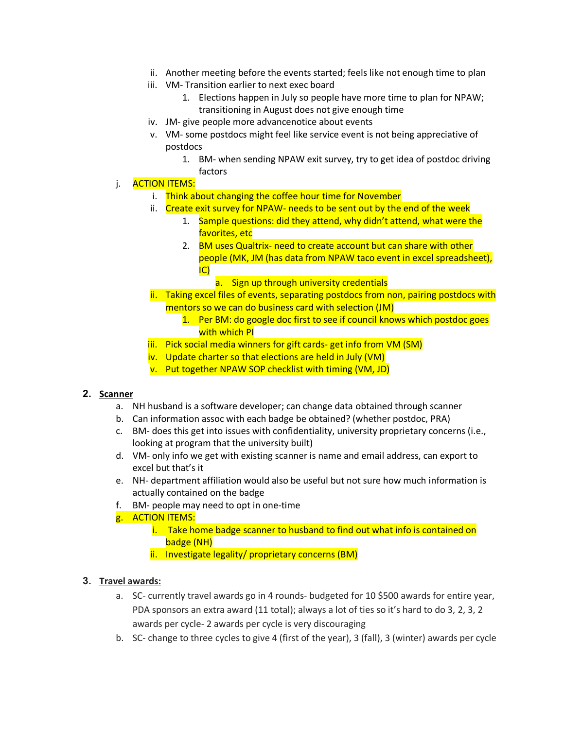ii. Another meeting before the events started; feels like not enough time to plan

iii. VM- Transition earlier to next exec board

1. Elections happen in July so people have more time to plan for NPAW; transitioning in August does not give enough time

iv. JM- give people more advancenotice about events

v. VM- some postdocs might feel like service event is not being appreciative of postdocs

1. BM- when sending NPAW exit survey, try to get idea of postdoc driving factors

j. ACTION ITEMS:

i. Think about changing the coffee hour time for November

ii. Create exit survey for NPAW- needs to be sent out by the end of the week

1. Sample questions: did they attend, why didn't attend, what were the favorites, etc

2. BM uses Qualtrix- need to create account but can share with other people (MK, JM (has data from NPAW taco event in excel spreadsheet), IC)

a. Sign up through university credentials

ii. Taking excel files of events, separating postdocs from non, pairing postdocs with mentors so we can do business card with selection (JM)

1. Per BM: do google doc first to see if council knows which postdoc goes with which PI

iii. Pick social media winners for gift cards- get info from VM (SM)

iv. Update charter so that elections are held in July (VM)

v. Put together NPAW SOP checklist with timing (VM, JD)

2. **Scanner**

a. NH husband is a software developer; can change data obtained through scanner

b. Can information assoc with each badge be obtained? (whether postdoc, PRA)

c. BM- does this get into issues with confidentiality, university proprietary concerns (i.e., looking at program that the university built)

d. VM- only info we get with existing scanner is name and email address, can export to excel but that's it

e. NH- department affiliation would also be useful but not sure how much information is actually contained on the badge

f. BM- people may need to opt in one-time

g. ACTION ITEMS:

i. Take home badge scanner to husband to find out what info is contained on badge (NH)

ii. Investigate legality/ proprietary concerns (BM)

3. **Travel awards:**

a. SC- currently travel awards go in 4 rounds- budgeted for 10 $500 awards for entire year, PDA sponsors an extra award (11 total); always a lot of ties so it's hard to do 3, 2, 3, 2 awards per cycle- 2 awards per cycle is very discouraging

b. SC- change to three cycles to give 4 (first of the year), 3 (fall), 3 (winter) awards per cycle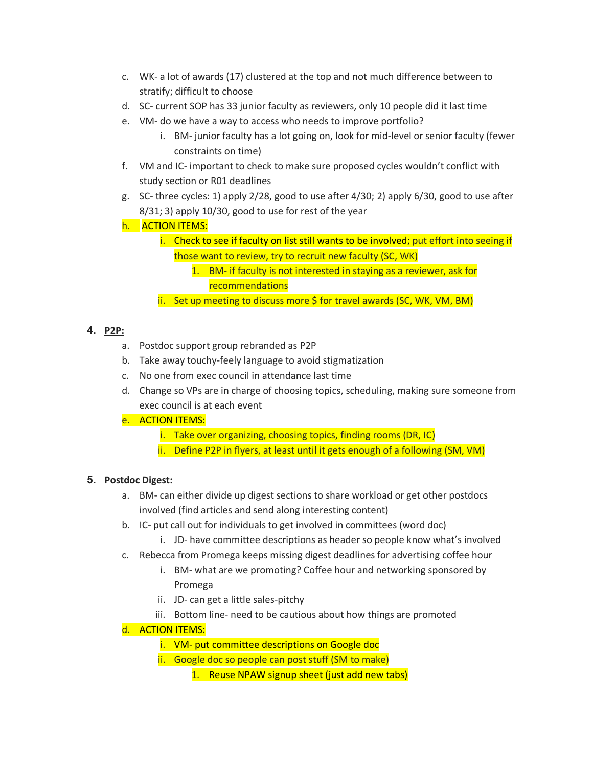c. WK- a lot of awards (17) clustered at the top and not much difference between to stratify; difficult to choose
d. SC- current SOP has 33 junior faculty as reviewers, only 10 people did it last time
e. VM- do we have a way to access who needs to improve portfolio?
    i. BM- junior faculty has a lot going on, look for mid-level or senior faculty (fewer constraints on time)
f. VM and IC- important to check to make sure proposed cycles wouldn't conflict with study section or R01 deadlines
g. SC- three cycles: 1) apply 2/28, good to use after 4/30; 2) apply 6/30, good to use after 8/31; 3) apply 10/30, good to use for rest of the year
h. ACTION ITEMS:
    i. Check to see if faculty on list still wants to be involved; put effort into seeing if those want to review, try to recruit new faculty (SC, WK)
        1. BM- if faculty is not interested in staying as a reviewer, ask for recommendations
    ii. Set up meeting to discuss more $ for travel awards (SC, WK, VM, BM)

4. **P2P:**
    a. Postdoc support group rebranded as P2P
    b. Take away touchy-feely language to avoid stigmatization
    c. No one from exec council in attendance last time
    d. Change so VPs are in charge of choosing topics, scheduling, making sure someone from exec council is at each event
    e. ACTION ITEMS:
        i. Take over organizing, choosing topics, finding rooms (DR, IC)
        ii. Define P2P in flyers, at least until it gets enough of a following (SM, VM)

5. **Postdoc Digest:**
    a. BM- can either divide up digest sections to share workload or get other postdocs involved (find articles and send along interesting content)
    b. IC- put call out for individuals to get involved in committees (word doc)
        i. JD- have committee descriptions as header so people know what's involved
    c. Rebecca from Promega keeps missing digest deadlines for advertising coffee hour
        i. BM- what are we promoting? Coffee hour and networking sponsored by Promega
        ii. JD- can get a little sales-pitchy
        iii. Bottom line- need to be cautious about how things are promoted
    d. ACTION ITEMS:
        i. VM- put committee descriptions on Google doc
        ii. Google doc so people can post stuff (SM to make)
            1. Reuse NPAW signup sheet (just add new tabs)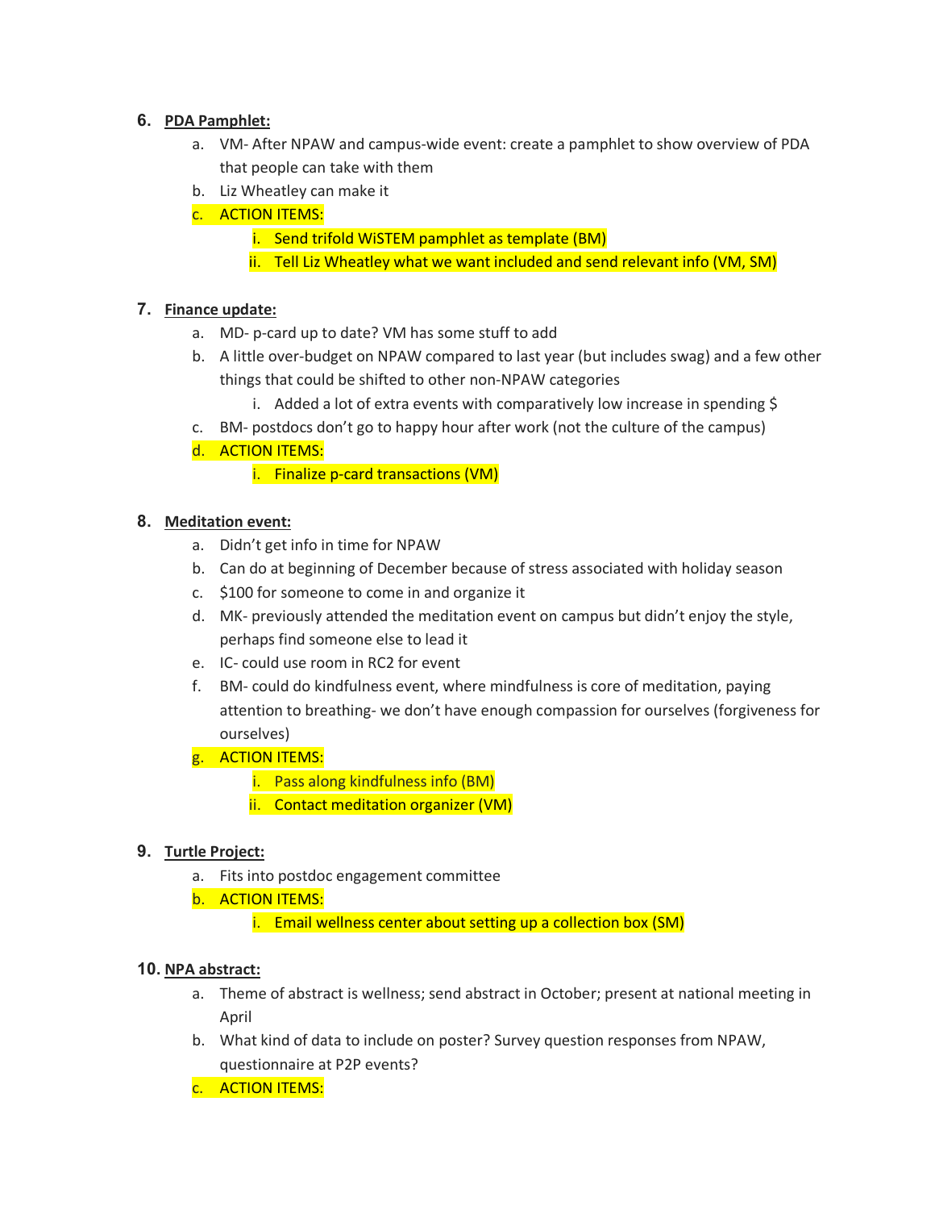6. **PDA Pamphlet:**
    a. VM- After NPAW and campus-wide event: create a pamphlet to show overview of PDA that people can take with them
    b. Liz Wheatley can make it
    c. ACTION ITEMS:
        i. Send trifold WiSTEM pamphlet as template (BM)
        ii. Tell Liz Wheatley what we want included and send relevant info (VM, SM)

7. **Finance update:**
    a. MD- p-card up to date? VM has some stuff to add
    b. A little over-budget on NPAW compared to last year (but includes swag) and a few other things that could be shifted to other non-NPAW categories
        i. Added a lot of extra events with comparatively low increase in spending $
    c. BM- postdocs don't go to happy hour after work (not the culture of the campus)
    d. ACTION ITEMS:
        i. Finalize p-card transactions (VM)

8. **Meditation event:**
    a. Didn't get info in time for NPAW
    b. Can do at beginning of December because of stress associated with holiday season
    c. $100 for someone to come in and organize it
    d. MK- previously attended the meditation event on campus but didn't enjoy the style, perhaps find someone else to lead it
    e. IC- could use room in RC2 for event
    f. BM- could do kindfulness event, where mindfulness is core of meditation, paying attention to breathing- we don't have enough compassion for ourselves (forgiveness for ourselves)
    g. ACTION ITEMS:
        i. Pass along kindfulness info (BM)
        ii. Contact meditation organizer (VM)

9. **Turtle Project:**
    a. Fits into postdoc engagement committee
    b. ACTION ITEMS:
        i. Email wellness center about setting up a collection box (SM)

10. **NPA abstract:**
    a. Theme of abstract is wellness; send abstract in October; present at national meeting in April
    b. What kind of data to include on poster? Survey question responses from NPAW, questionnaire at P2P events?
    c. ACTION ITEMS: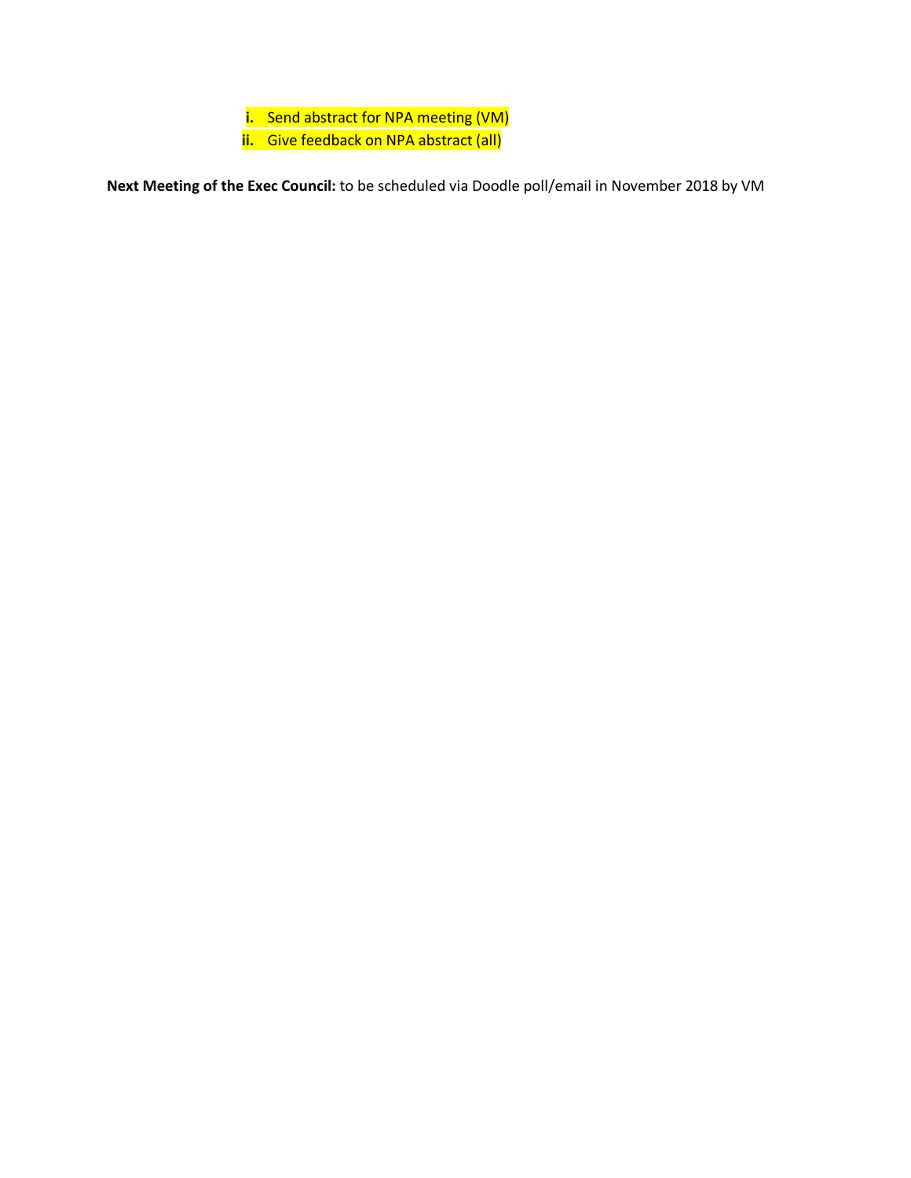i. Send abstract for NPA meeting (VM)
ii. Give feedback on NPA abstract (all)

**Next Meeting of the Exec Council:** to be scheduled via Doodle poll/email in November 2018 by VM